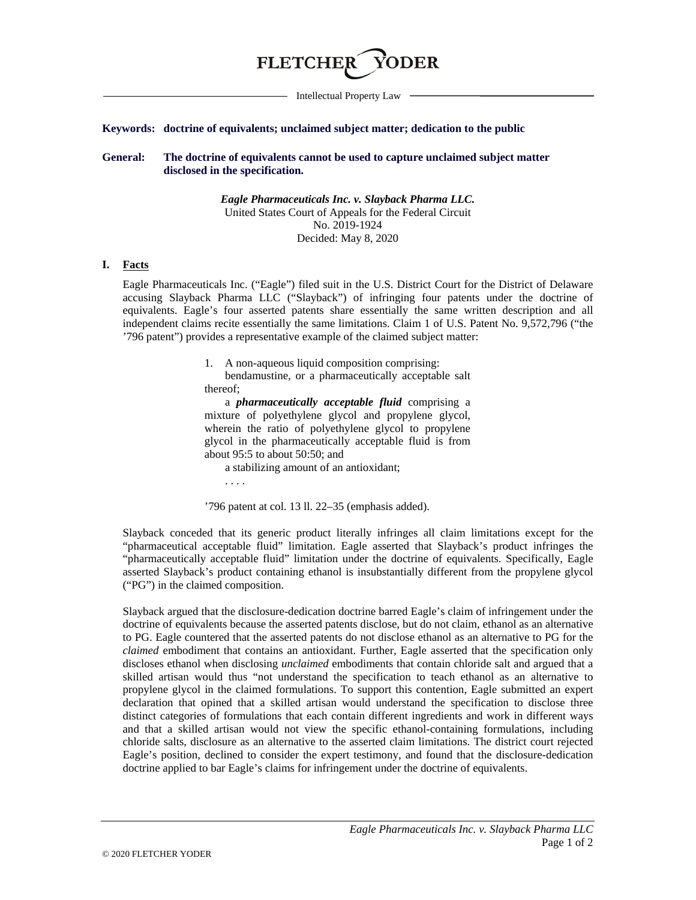FLETCHER YODER

Intellectual Property Law

**Keywords: doctrine of equivalents; unclaimed subject matter; dedication to the public**

**General: The doctrine of equivalents cannot be used to capture unclaimed subject matter disclosed in the specification.**

***Eagle Pharmaceuticals Inc. v. Slayback Pharma LLC.***
United States Court of Appeals for the Federal Circuit
No. 2019-1924
Decided: May 8, 2020

## I. Facts

Eagle Pharmaceuticals Inc. ("Eagle") filed suit in the U.S. District Court for the District of Delaware accusing Slayback Pharma LLC ("Slayback") of infringing four patents under the doctrine of equivalents. Eagle's four asserted patents share essentially the same written description and all independent claims recite essentially the same limitations. Claim 1 of U.S. Patent No. 9,572,796 ("the '796 patent") provides a representative example of the claimed subject matter:

> 1. A non-aqueous liquid composition comprising:
>
> bendamustine, or a pharmaceutically acceptable salt thereof;
>
> a ***pharmaceutically acceptable fluid*** comprising a mixture of polyethylene glycol and propylene glycol, wherein the ratio of polyethylene glycol to propylene glycol in the pharmaceutically acceptable fluid is from about 95:5 to about 50:50; and
>
> a stabilizing amount of an antioxidant;
>
> . . . .
>
> '796 patent at col. 13 ll. 22–35 (emphasis added).

Slayback conceded that its generic product literally infringes all claim limitations except for the "pharmaceutical acceptable fluid" limitation. Eagle asserted that Slayback's product infringes the "pharmaceutically acceptable fluid" limitation under the doctrine of equivalents. Specifically, Eagle asserted Slayback's product containing ethanol is insubstantially different from the propylene glycol ("PG") in the claimed composition.

Slayback argued that the disclosure-dedication doctrine barred Eagle's claim of infringement under the doctrine of equivalents because the asserted patents disclose, but do not claim, ethanol as an alternative to PG. Eagle countered that the asserted patents do not disclose ethanol as an alternative to PG for the *claimed* embodiment that contains an antioxidant. Further, Eagle asserted that the specification only discloses ethanol when disclosing *unclaimed* embodiments that contain chloride salt and argued that a skilled artisan would thus "not understand the specification to teach ethanol as an alternative to propylene glycol in the claimed formulations. To support this contention, Eagle submitted an expert declaration that opined that a skilled artisan would understand the specification to disclose three distinct categories of formulations that each contain different ingredients and work in different ways and that a skilled artisan would not view the specific ethanol-containing formulations, including chloride salts, disclosure as an alternative to the asserted claim limitations. The district court rejected Eagle's position, declined to consider the expert testimony, and found that the disclosure-dedication doctrine applied to bar Eagle's claims for infringement under the doctrine of equivalents.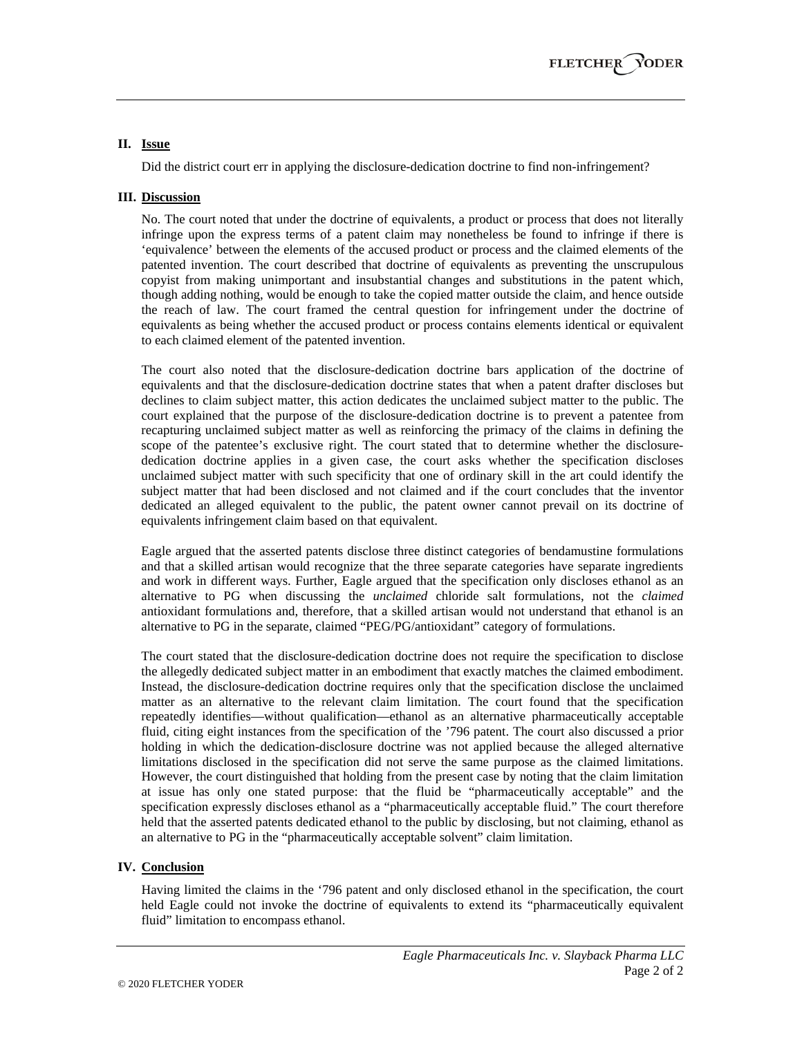## II. Issue

Did the district court err in applying the disclosure-dedication doctrine to find non-infringement?

## III. Discussion

No. The court noted that under the doctrine of equivalents, a product or process that does not literally infringe upon the express terms of a patent claim may nonetheless be found to infringe if there is 'equivalence' between the elements of the accused product or process and the claimed elements of the patented invention. The court described that doctrine of equivalents as preventing the unscrupulous copyist from making unimportant and insubstantial changes and substitutions in the patent which, though adding nothing, would be enough to take the copied matter outside the claim, and hence outside the reach of law. The court framed the central question for infringement under the doctrine of equivalents as being whether the accused product or process contains elements identical or equivalent to each claimed element of the patented invention.

The court also noted that the disclosure-dedication doctrine bars application of the doctrine of equivalents and that the disclosure-dedication doctrine states that when a patent drafter discloses but declines to claim subject matter, this action dedicates the unclaimed subject matter to the public. The court explained that the purpose of the disclosure-dedication doctrine is to prevent a patentee from recapturing unclaimed subject matter as well as reinforcing the primacy of the claims in defining the scope of the patentee's exclusive right. The court stated that to determine whether the disclosure-dedication doctrine applies in a given case, the court asks whether the specification discloses unclaimed subject matter with such specificity that one of ordinary skill in the art could identify the subject matter that had been disclosed and not claimed and if the court concludes that the inventor dedicated an alleged equivalent to the public, the patent owner cannot prevail on its doctrine of equivalents infringement claim based on that equivalent.

Eagle argued that the asserted patents disclose three distinct categories of bendamustine formulations and that a skilled artisan would recognize that the three separate categories have separate ingredients and work in different ways. Further, Eagle argued that the specification only discloses ethanol as an alternative to PG when discussing the *unclaimed* chloride salt formulations, not the *claimed* antioxidant formulations and, therefore, that a skilled artisan would not understand that ethanol is an alternative to PG in the separate, claimed "PEG/PG/antioxidant" category of formulations.

The court stated that the disclosure-dedication doctrine does not require the specification to disclose the allegedly dedicated subject matter in an embodiment that exactly matches the claimed embodiment. Instead, the disclosure-dedication doctrine requires only that the specification disclose the unclaimed matter as an alternative to the relevant claim limitation. The court found that the specification repeatedly identifies—without qualification—ethanol as an alternative pharmaceutically acceptable fluid, citing eight instances from the specification of the '796 patent. The court also discussed a prior holding in which the dedication-disclosure doctrine was not applied because the alleged alternative limitations disclosed in the specification did not serve the same purpose as the claimed limitations. However, the court distinguished that holding from the present case by noting that the claim limitation at issue has only one stated purpose: that the fluid be "pharmaceutically acceptable" and the specification expressly discloses ethanol as a "pharmaceutically acceptable fluid." The court therefore held that the asserted patents dedicated ethanol to the public by disclosing, but not claiming, ethanol as an alternative to PG in the "pharmaceutically acceptable solvent" claim limitation.

## IV. Conclusion

Having limited the claims in the '796 patent and only disclosed ethanol in the specification, the court held Eagle could not invoke the doctrine of equivalents to extend its "pharmaceutically equivalent fluid" limitation to encompass ethanol.